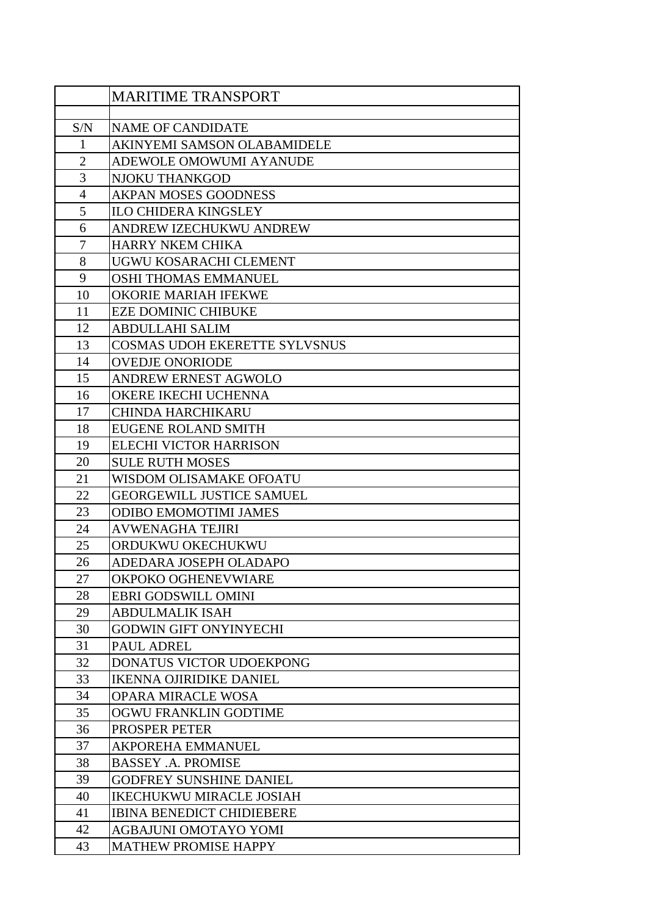| | MARITIME TRANSPORT |
|---|---|
| | |
| S/N | NAME OF CANDIDATE |
| 1 | AKINYEMI SAMSON OLABAMIDELE |
| 2 | ADEWOLE OMOWUMI AYANUDE |
| 3 | NJOKU THANKGOD |
| 4 | AKPAN MOSES GOODNESS |
| 5 | ILO CHIDERA KINGSLEY |
| 6 | ANDREW IZECHUKWU ANDREW |
| 7 | HARRY NKEM CHIKA |
| 8 | UGWU KOSARACHI CLEMENT |
| 9 | OSHI THOMAS EMMANUEL |
| 10 | OKORIE MARIAH IFEKWE |
| 11 | EZE DOMINIC CHIBUKE |
| 12 | ABDULLAHI SALIM |
| 13 | COSMAS UDOH EKERETTE SYLVSNUS |
| 14 | OVEDJE ONORIODE |
| 15 | ANDREW ERNEST AGWOLO |
| 16 | OKERE IKECHI UCHENNA |
| 17 | CHINDA HARCHIKARU |
| 18 | EUGENE ROLAND SMITH |
| 19 | ELECHI VICTOR HARRISON |
| 20 | SULE RUTH MOSES |
| 21 | WISDOM OLISAMAKE OFOATU |
| 22 | GEORGEWILL JUSTICE SAMUEL |
| 23 | ODIBO EMOMOTIMI JAMES |
| 24 | AVWENAGHA TEJIRI |
| 25 | ORDUKWU OKECHUKWU |
| 26 | ADEDARA JOSEPH OLADAPO |
| 27 | OKPOKO OGHENEVWIARE |
| 28 | EBRI GODSWILL OMINI |
| 29 | ABDULMALIK ISAH |
| 30 | GODWIN GIFT ONYINYECHI |
| 31 | PAUL ADREL |
| 32 | DONATUS VICTOR UDOEKPONG |
| 33 | IKENNA OJIRIDIKE DANIEL |
| 34 | OPARA MIRACLE WOSA |
| 35 | OGWU FRANKLIN GODTIME |
| 36 | PROSPER PETER |
| 37 | AKPOREHA EMMANUEL |
| 38 | BASSEY .A. PROMISE |
| 39 | GODFREY SUNSHINE DANIEL |
| 40 | IKECHUKWU MIRACLE JOSIAH |
| 41 | IBINA BENEDICT CHIDIEBERE |
| 42 | AGBAJUNI OMOTAYO YOMI |
| 43 | MATHEW PROMISE HAPPY |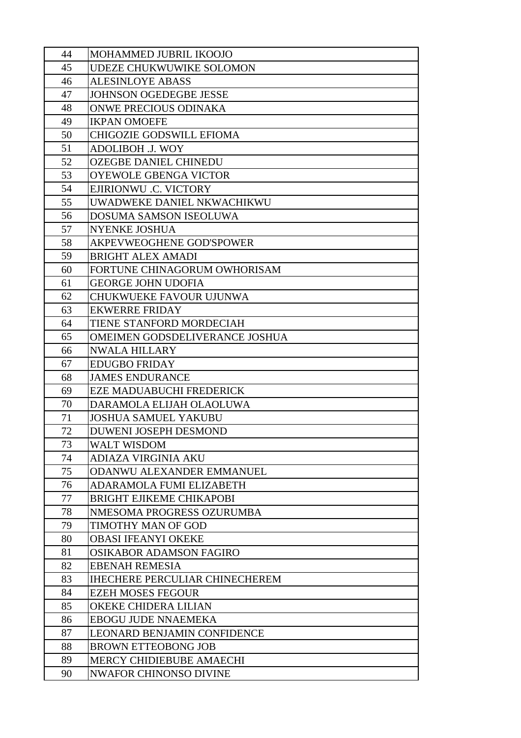| 44 | MOHAMMED JUBRIL IKOOJO |
|---|---|
| 45 | UDEZE CHUKWUWIKE SOLOMON |
| 46 | ALESINLOYE ABASS |
| 47 | JOHNSON OGEDEGBE JESSE |
| 48 | ONWE PRECIOUS ODINAKA |
| 49 | IKPAN OMOEFE |
| 50 | CHIGOZIE GODSWILL EFIOMA |
| 51 | ADOLIBOH .J. WOY |
| 52 | OZEGBE DANIEL CHINEDU |
| 53 | OYEWOLE GBENGA VICTOR |
| 54 | EJIRIONWU .C. VICTORY |
| 55 | UWADWEKE DANIEL NKWACHIKWU |
| 56 | DOSUMA SAMSON ISEOLUWA |
| 57 | NYENKE JOSHUA |
| 58 | AKPEVWEOGHENE GOD'SPOWER |
| 59 | BRIGHT ALEX AMADI |
| 60 | FORTUNE CHINAGORUM OWHORISAM |
| 61 | GEORGE JOHN UDOFIA |
| 62 | CHUKWUEKE FAVOUR UJUNWA |
| 63 | EKWERRE FRIDAY |
| 64 | TIENE STANFORD MORDECIAH |
| 65 | OMEIMEN GODSDELIVERANCE JOSHUA |
| 66 | NWALA HILLARY |
| 67 | EDUGBO FRIDAY |
| 68 | JAMES ENDURANCE |
| 69 | EZE MADUABUCHI FREDERICK |
| 70 | DARAMOLA ELIJAH OLAOLUWA |
| 71 | JOSHUA SAMUEL YAKUBU |
| 72 | DUWENI JOSEPH DESMOND |
| 73 | WALT WISDOM |
| 74 | ADIAZA VIRGINIA AKU |
| 75 | ODANWU ALEXANDER EMMANUEL |
| 76 | ADARAMOLA FUMI ELIZABETH |
| 77 | BRIGHT EJIKEME CHIKAPOBI |
| 78 | NMESOMA PROGRESS OZURUMBA |
| 79 | TIMOTHY MAN OF GOD |
| 80 | OBASI IFEANYI OKEKE |
| 81 | OSIKABOR ADAMSON FAGIRO |
| 82 | EBENAH REMESIA |
| 83 | IHECHERE PERCULIAR CHINECHEREM |
| 84 | EZEH MOSES FEGOUR |
| 85 | OKEKE CHIDERA LILIAN |
| 86 | EBOGU JUDE NNAEMEKA |
| 87 | LEONARD BENJAMIN CONFIDENCE |
| 88 | BROWN ETTEOBONG JOB |
| 89 | MERCY CHIDIEBUBE AMAECHI |
| 90 | NWAFOR CHINONSO DIVINE |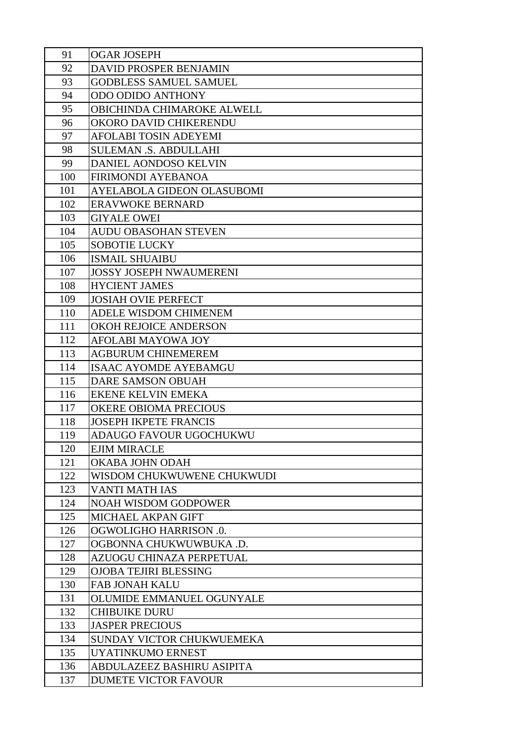| 91 | OGAR JOSEPH |
|---|---|
| 92 | DAVID PROSPER BENJAMIN |
| 93 | GODBLESS SAMUEL SAMUEL |
| 94 | ODO ODIDO ANTHONY |
| 95 | OBICHINDA CHIMAROKE ALWELL |
| 96 | OKORO DAVID CHIKERENDU |
| 97 | AFOLABI TOSIN ADEYEMI |
| 98 | SULEMAN .S. ABDULLAHI |
| 99 | DANIEL AONDOSO KELVIN |
| 100 | FIRIMONDI AYEBANOA |
| 101 | AYELABOLA GIDEON OLASUBOMI |
| 102 | ERAVWOKE BERNARD |
| 103 | GIYALE OWEI |
| 104 | AUDU OBASOHAN STEVEN |
| 105 | SOBOTIE LUCKY |
| 106 | ISMAIL SHUAIBU |
| 107 | JOSSY JOSEPH NWAUMERENI |
| 108 | HYCIENT JAMES |
| 109 | JOSIAH OVIE PERFECT |
| 110 | ADELE WISDOM CHIMENEM |
| 111 | OKOH REJOICE ANDERSON |
| 112 | AFOLABI MAYOWA JOY |
| 113 | AGBURUM CHINEMEREM |
| 114 | ISAAC AYOMDE AYEBAMGU |
| 115 | DARE SAMSON OBUAH |
| 116 | EKENE KELVIN EMEKA |
| 117 | OKERE OBIOMA PRECIOUS |
| 118 | JOSEPH IKPETE FRANCIS |
| 119 | ADAUGO FAVOUR UGOCHUKWU |
| 120 | EJIM MIRACLE |
| 121 | OKABA JOHN ODAH |
| 122 | WISDOM CHUKWUWENE CHUKWUDI |
| 123 | VANTI MATH IAS |
| 124 | NOAH WISDOM GODPOWER |
| 125 | MICHAEL AKPAN GIFT |
| 126 | OGWOLIGHO HARRISON .0. |
| 127 | OGBONNA CHUKWUWBUKA .D. |
| 128 | AZUOGU CHINAZA PERPETUAL |
| 129 | OJOBA TEJIRI BLESSING |
| 130 | FAB JONAH KALU |
| 131 | OLUMIDE EMMANUEL OGUNYALE |
| 132 | CHIBUIKE DURU |
| 133 | JASPER PRECIOUS |
| 134 | SUNDAY VICTOR CHUKWUEMEKA |
| 135 | UYATINKUMO ERNEST |
| 136 | ABDULAZEEZ BASHIRU ASIPITA |
| 137 | DUMETE VICTOR FAVOUR |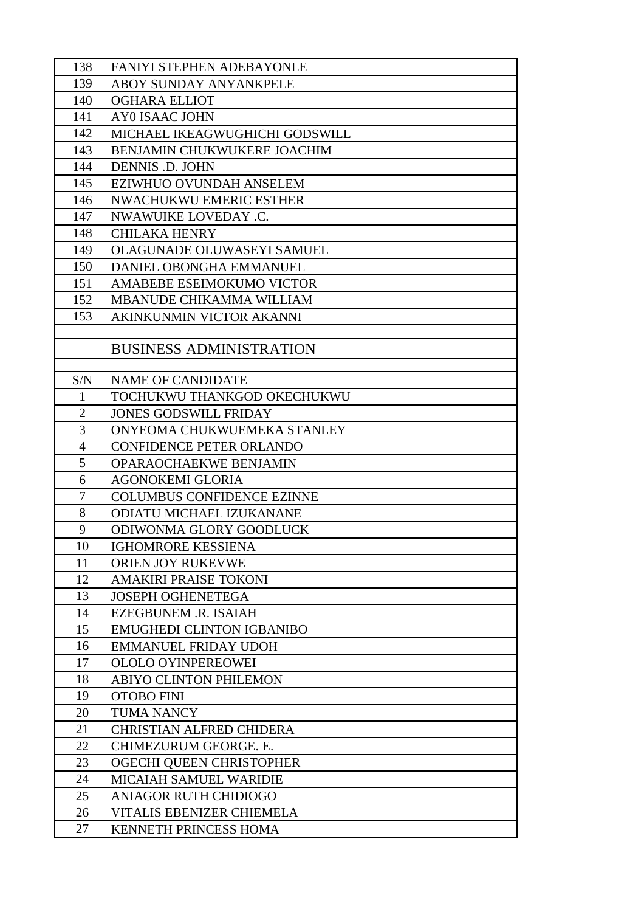| | |
|---|---|
| 138 | FANIYI STEPHEN ADEBAYONLE |
| 139 | ABOY SUNDAY ANYANKPELE |
| 140 | OGHARA ELLIOT |
| 141 | AY0 ISAAC JOHN |
| 142 | MICHAEL IKEAGWUGHICHI GODSWILL |
| 143 | BENJAMIN CHUKWUKERE JOACHIM |
| 144 | DENNIS .D. JOHN |
| 145 | EZIWHUO OVUNDAH ANSELEM |
| 146 | NWACHUKWU EMERIC ESTHER |
| 147 | NWAWUIKE LOVEDAY .C. |
| 148 | CHILAKA HENRY |
| 149 | OLAGUNADE OLUWASEYI SAMUEL |
| 150 | DANIEL OBONGHA EMMANUEL |
| 151 | AMABEBE ESEIMOKUMO VICTOR |
| 152 | MBANUDE CHIKAMMA WILLIAM |
| 153 | AKINKUNMIN VICTOR AKANNI |

## BUSINESS ADMINISTRATION

| S/N | NAME OF CANDIDATE |
|---|---|
| 1 | TOCHUKWU THANKGOD OKECHUKWU |
| 2 | JONES GODSWILL FRIDAY |
| 3 | ONYEOMA CHUKWUEMEKA STANLEY |
| 4 | CONFIDENCE PETER ORLANDO |
| 5 | OPARAOCHAEKWE BENJAMIN |
| 6 | AGONOKEMI GLORIA |
| 7 | COLUMBUS CONFIDENCE EZINNE |
| 8 | ODIATU MICHAEL IZUKANANE |
| 9 | ODIWONMA GLORY GOODLUCK |
| 10 | IGHOMRORE KESSIENA |
| 11 | ORIEN JOY RUKEVWE |
| 12 | AMAKIRI PRAISE TOKONI |
| 13 | JOSEPH OGHENETEGA |
| 14 | EZEGBUNEM .R. ISAIAH |
| 15 | EMUGHEDI CLINTON IGBANIBO |
| 16 | EMMANUEL FRIDAY UDOH |
| 17 | OLOLO OYINPEREOWEI |
| 18 | ABIYO CLINTON PHILEMON |
| 19 | OTOBO FINI |
| 20 | TUMA NANCY |
| 21 | CHRISTIAN ALFRED CHIDERA |
| 22 | CHIMEZURUM GEORGE. E. |
| 23 | OGECHI QUEEN CHRISTOPHER |
| 24 | MICAIAH SAMUEL WARIDIE |
| 25 | ANIAGOR RUTH CHIDIOGO |
| 26 | VITALIS EBENIZER CHIEMELA |
| 27 | KENNETH PRINCESS HOMA |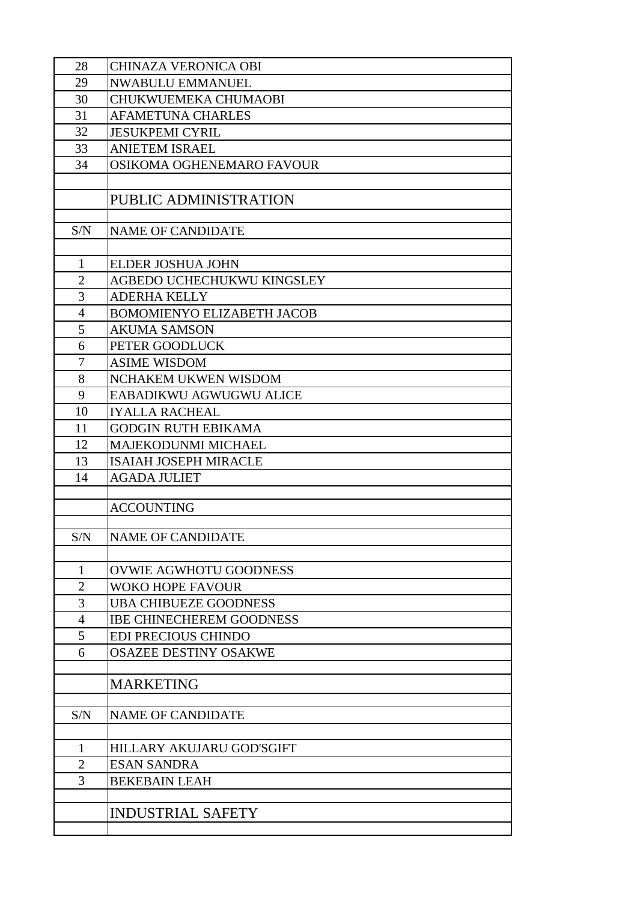| | |
|---|---|
| 28 | CHINAZA VERONICA OBI |
| 29 | NWABULU EMMANUEL |
| 30 | CHUKWUEMEKA CHUMAOBI |
| 31 | AFAMETUNA CHARLES |
| 32 | JESUKPEMI CYRIL |
| 33 | ANIETEM ISRAEL |
| 34 | OSIKOMA OGHENEMARO FAVOUR |

## PUBLIC ADMINISTRATION

| S/N | NAME OF CANDIDATE |
|---|---|
| 1 | ELDER JOSHUA JOHN |
| 2 | AGBEDO UCHECHUKWU KINGSLEY |
| 3 | ADERHA KELLY |
| 4 | BOMOMIENYO ELIZABETH JACOB |
| 5 | AKUMA SAMSON |
| 6 | PETER GOODLUCK |
| 7 | ASIME WISDOM |
| 8 | NCHAKEM UKWEN WISDOM |
| 9 | EABADIKWU AGWUGWU ALICE |
| 10 | IYALLA RACHEAL |
| 11 | GODGIN RUTH EBIKAMA |
| 12 | MAJEKODUNMI MICHAEL |
| 13 | ISAIAH JOSEPH MIRACLE |
| 14 | AGADA JULIET |

## ACCOUNTING

| S/N | NAME OF CANDIDATE |
|---|---|
| 1 | OVWIE AGWHOTU GOODNESS |
| 2 | WOKO HOPE FAVOUR |
| 3 | UBA CHIBUEZE GOODNESS |
| 4 | IBE CHINECHEREM GOODNESS |
| 5 | EDI PRECIOUS CHINDO |
| 6 | OSAZEE DESTINY OSAKWE |

## MARKETING

| S/N | NAME OF CANDIDATE |
|---|---|
| 1 | HILLARY AKUJARU GOD'SGIFT |
| 2 | ESAN SANDRA |
| 3 | BEKEBAIN LEAH |

## INDUSTRIAL SAFETY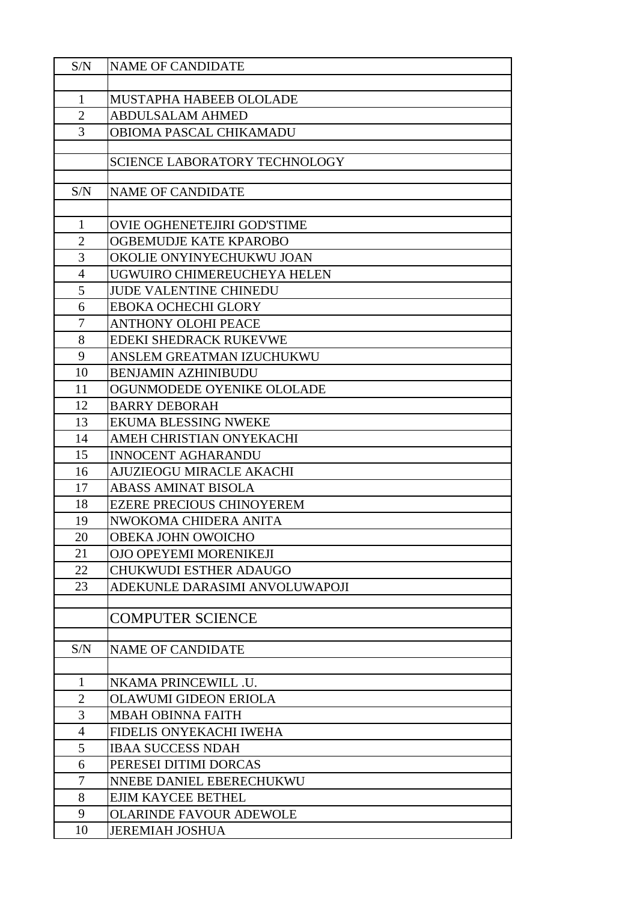| S/N | NAME OF CANDIDATE |
|---|---|
| | |
| 1 | MUSTAPHA HABEEB OLOLADE |
| 2 | ABDULSALAM AHMED |
| 3 | OBIOMA PASCAL CHIKAMADU |

## SCIENCE LABORATORY TECHNOLOGY

| S/N | NAME OF CANDIDATE |
|---|---|
| | |
| 1 | OVIE OGHENETEJIRI GOD'STIME |
| 2 | OGBEMUDJE KATE KPAROBO |
| 3 | OKOLIE ONYINYECHUKWU JOAN |
| 4 | UGWUIRO CHIMEREUCHEYA HELEN |
| 5 | JUDE VALENTINE CHINEDU |
| 6 | EBOKA OCHECHI GLORY |
| 7 | ANTHONY OLOHI PEACE |
| 8 | EDEKI SHEDRACK RUKEVWE |
| 9 | ANSLEM GREATMAN IZUCHUKWU |
| 10 | BENJAMIN AZHINIBUDU |
| 11 | OGUNMODEDE OYENIKE OLOLADE |
| 12 | BARRY DEBORAH |
| 13 | EKUMA BLESSING NWEKE |
| 14 | AMEH CHRISTIAN ONYEKACHI |
| 15 | INNOCENT AGHARANDU |
| 16 | AJUZIEOGU MIRACLE AKACHI |
| 17 | ABASS AMINAT BISOLA |
| 18 | EZERE PRECIOUS CHINOYEREM |
| 19 | NWOKOMA CHIDERA ANITA |
| 20 | OBEKA JOHN OWOICHO |
| 21 | OJO OPEYEMI MORENIKEJI |
| 22 | CHUKWUDI ESTHER ADAUGO |
| 23 | ADEKUNLE DARASIMI ANVOLUWAPOJI |

## COMPUTER SCIENCE

| S/N | NAME OF CANDIDATE |
|---|---|
| | |
| 1 | NKAMA PRINCEWILL .U. |
| 2 | OLAWUMI GIDEON ERIOLA |
| 3 | MBAH OBINNA FAITH |
| 4 | FIDELIS ONYEKACHI IWEHA |
| 5 | IBAA SUCCESS NDAH |
| 6 | PERESEI DITIMI DORCAS |
| 7 | NNEBE DANIEL EBERECHUKWU |
| 8 | EJIM KAYCEE BETHEL |
| 9 | OLARINDE FAVOUR ADEWOLE |
| 10 | JEREMIAH JOSHUA |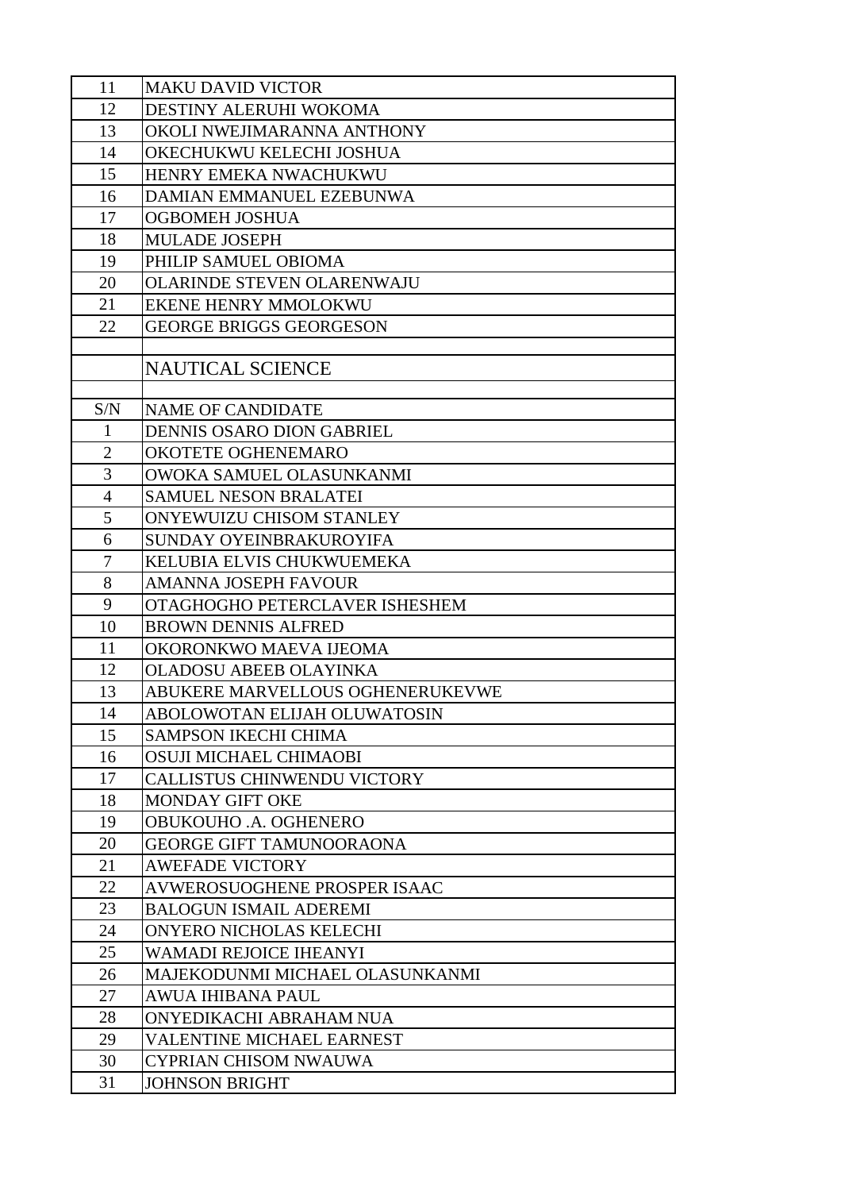| | |
|---|---|
| 11 | MAKU DAVID VICTOR |
| 12 | DESTINY ALERUHI WOKOMA |
| 13 | OKOLI NWEJIMARANNA ANTHONY |
| 14 | OKECHUKWU KELECHI JOSHUA |
| 15 | HENRY EMEKA NWACHUKWU |
| 16 | DAMIAN EMMANUEL EZEBUNWA |
| 17 | OGBOMEH JOSHUA |
| 18 | MULADE JOSEPH |
| 19 | PHILIP SAMUEL OBIOMA |
| 20 | OLARINDE STEVEN OLARENWAJU |
| 21 | EKENE HENRY MMOLOKWU |
| 22 | GEORGE BRIGGS GEORGESON |

## NAUTICAL SCIENCE

| S/N | NAME OF CANDIDATE |
|---|---|
| 1 | DENNIS OSARO DION GABRIEL |
| 2 | OKOTETE OGHENEMARO |
| 3 | OWOKA SAMUEL OLASUNKANMI |
| 4 | SAMUEL NESON BRALATEI |
| 5 | ONYEWUIZU CHISOM STANLEY |
| 6 | SUNDAY OYEINBRAKUROYIFA |
| 7 | KELUBIA ELVIS CHUKWUEMEKA |
| 8 | AMANNA JOSEPH FAVOUR |
| 9 | OTAGHOGHO PETERCLAVER ISHESHEM |
| 10 | BROWN DENNIS ALFRED |
| 11 | OKORONKWO MAEVA IJEOMA |
| 12 | OLADOSU ABEEB OLAYINKA |
| 13 | ABUKERE MARVELLOUS OGHENERUKEVWE |
| 14 | ABOLOWOTAN ELIJAH OLUWATOSIN |
| 15 | SAMPSON IKECHI CHIMA |
| 16 | OSUJI MICHAEL CHIMAOBI |
| 17 | CALLISTUS CHINWENDU VICTORY |
| 18 | MONDAY GIFT OKE |
| 19 | OBUKOUHO .A. OGHENERO |
| 20 | GEORGE GIFT TAMUNOORAONA |
| 21 | AWEFADE VICTORY |
| 22 | AVWEROSUOGHENE PROSPER ISAAC |
| 23 | BALOGUN ISMAIL ADEREMI |
| 24 | ONYERO NICHOLAS KELECHI |
| 25 | WAMADI REJOICE IHEANYI |
| 26 | MAJEKODUNMI MICHAEL OLASUNKANMI |
| 27 | AWUA IHIBANA PAUL |
| 28 | ONYEDIKACHI ABRAHAM NUA |
| 29 | VALENTINE MICHAEL EARNEST |
| 30 | CYPRIAN CHISOM NWAUWA |
| 31 | JOHNSON BRIGHT |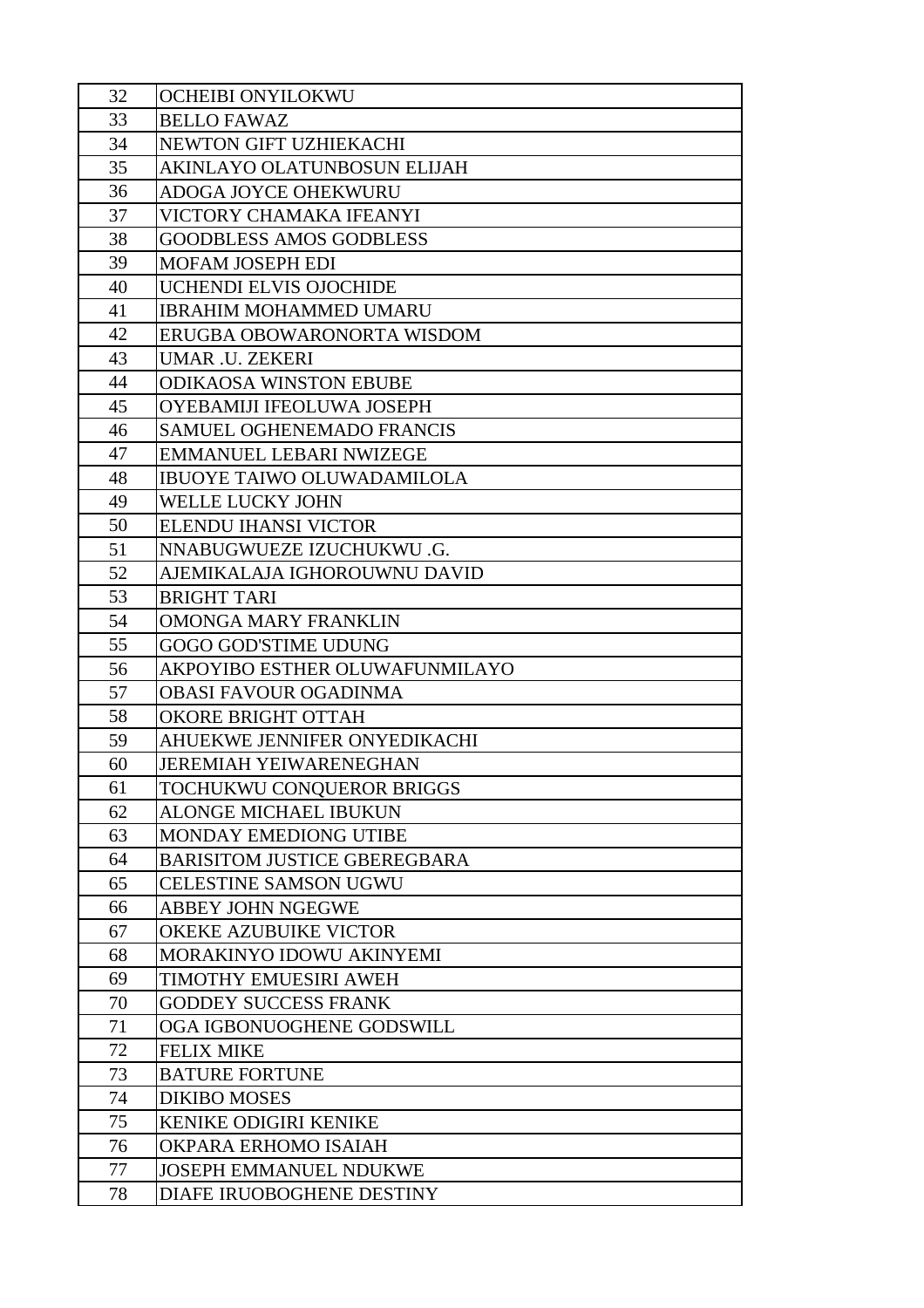| 32 | OCHEIBI ONYILOKWU |
|---|---|
| 33 | BELLO FAWAZ |
| 34 | NEWTON GIFT UZHIEKACHI |
| 35 | AKINLAYO OLATUNBOSUN ELIJAH |
| 36 | ADOGA JOYCE OHEKWURU |
| 37 | VICTORY CHAMAKA IFEANYI |
| 38 | GOODBLESS AMOS GODBLESS |
| 39 | MOFAM JOSEPH EDI |
| 40 | UCHENDI ELVIS OJOCHIDE |
| 41 | IBRAHIM MOHAMMED UMARU |
| 42 | ERUGBA OBOWARONORTA WISDOM |
| 43 | UMAR .U. ZEKERI |
| 44 | ODIKAOSA WINSTON EBUBE |
| 45 | OYEBAMIJI IFEOLUWA JOSEPH |
| 46 | SAMUEL OGHENEMADO FRANCIS |
| 47 | EMMANUEL LEBARI NWIZEGE |
| 48 | IBUOYE TAIWO OLUWADAMILOLA |
| 49 | WELLE LUCKY JOHN |
| 50 | ELENDU IHANSI VICTOR |
| 51 | NNABUGWUEZE IZUCHUKWU .G. |
| 52 | AJEMIKALAJA IGHOROUWNU DAVID |
| 53 | BRIGHT TARI |
| 54 | OMONGA MARY FRANKLIN |
| 55 | GOGO GOD'STIME UDUNG |
| 56 | AKPOYIBO ESTHER OLUWAFUNMILAYO |
| 57 | OBASI FAVOUR OGADINMA |
| 58 | OKORE BRIGHT OTTAH |
| 59 | AHUEKWE JENNIFER ONYEDIKACHI |
| 60 | JEREMIAH YEIWARENEGHAN |
| 61 | TOCHUKWU CONQUEROR BRIGGS |
| 62 | ALONGE MICHAEL IBUKUN |
| 63 | MONDAY EMEDIONG UTIBE |
| 64 | BARISITOM JUSTICE GBEREGBARA |
| 65 | CELESTINE SAMSON UGWU |
| 66 | ABBEY JOHN NGEGWE |
| 67 | OKEKE AZUBUIKE VICTOR |
| 68 | MORAKINYO IDOWU AKINYEMI |
| 69 | TIMOTHY EMUESIRI AWEH |
| 70 | GODDEY SUCCESS FRANK |
| 71 | OGA IGBONUOGHENE GODSWILL |
| 72 | FELIX MIKE |
| 73 | BATURE FORTUNE |
| 74 | DIKIBO MOSES |
| 75 | KENIKE ODIGIRI KENIKE |
| 76 | OKPARA ERHOMO ISAIAH |
| 77 | JOSEPH EMMANUEL NDUKWE |
| 78 | DIAFE IRUOBOGHENE DESTINY |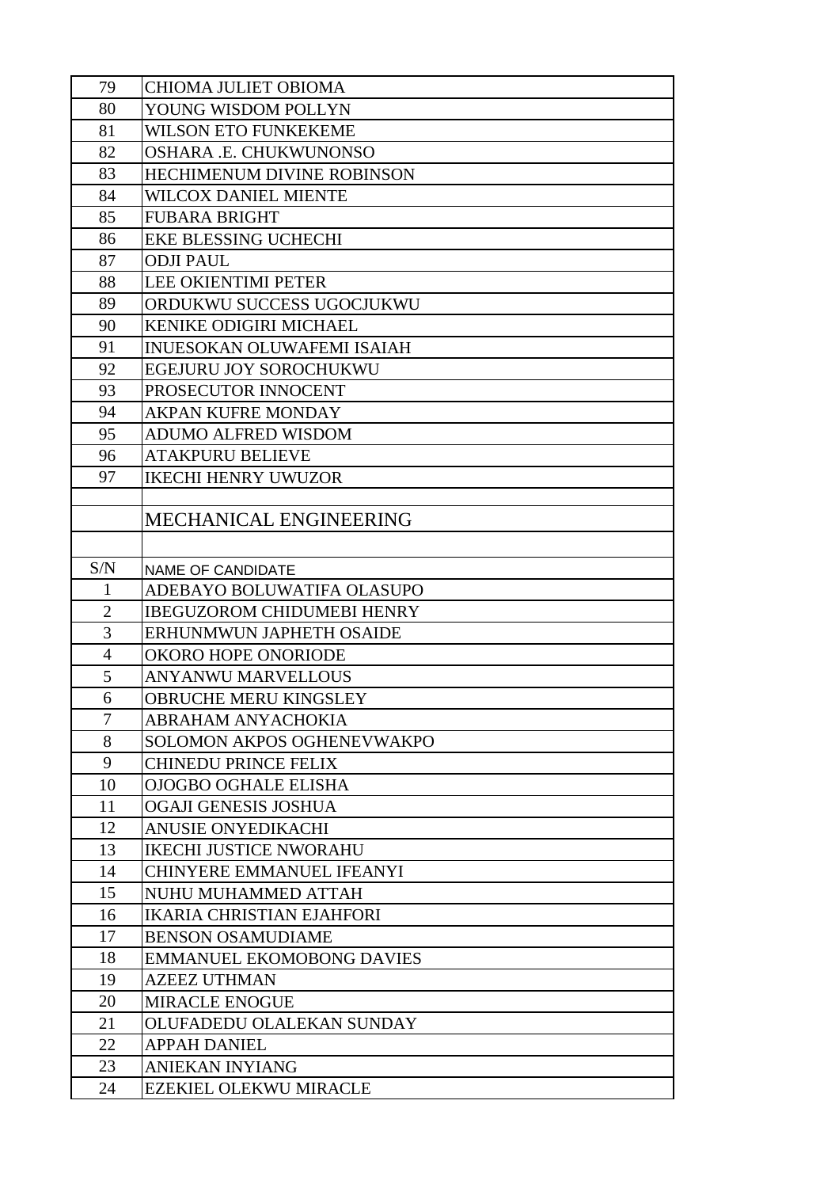| | |
|---|---|
| 79 | CHIOMA JULIET OBIOMA |
| 80 | YOUNG WISDOM POLLYN |
| 81 | WILSON ETO FUNKEKEME |
| 82 | OSHARA .E. CHUKWUNONSO |
| 83 | HECHIMENUM DIVINE ROBINSON |
| 84 | WILCOX DANIEL MIENTE |
| 85 | FUBARA BRIGHT |
| 86 | EKE BLESSING UCHECHI |
| 87 | ODJI PAUL |
| 88 | LEE OKIENTIMI PETER |
| 89 | ORDUKWU SUCCESS UGOCJUKWU |
| 90 | KENIKE ODIGIRI MICHAEL |
| 91 | INUESOKAN OLUWAFEMI ISAIAH |
| 92 | EGEJURU JOY SOROCHUKWU |
| 93 | PROSECUTOR INNOCENT |
| 94 | AKPAN KUFRE MONDAY |
| 95 | ADUMO ALFRED WISDOM |
| 96 | ATAKPURU BELIEVE |
| 97 | IKECHI HENRY UWUZOR |

## MECHANICAL ENGINEERING

| S/N | NAME OF CANDIDATE |
|---|---|
| 1 | ADEBAYO BOLUWATIFA OLASUPO |
| 2 | IBEGUZOROM CHIDUMEBI HENRY |
| 3 | ERHUNMWUN JAPHETH OSAIDE |
| 4 | OKORO HOPE ONORIODE |
| 5 | ANYANWU MARVELLOUS |
| 6 | OBRUCHE MERU KINGSLEY |
| 7 | ABRAHAM ANYACHOKIA |
| 8 | SOLOMON AKPOS OGHENEVWAKPO |
| 9 | CHINEDU PRINCE FELIX |
| 10 | OJOGBO OGHALE ELISHA |
| 11 | OGAJI GENESIS JOSHUA |
| 12 | ANUSIE ONYEDIKACHI |
| 13 | IKECHI JUSTICE NWORAHU |
| 14 | CHINYERE EMMANUEL IFEANYI |
| 15 | NUHU MUHAMMED ATTAH |
| 16 | IKARIA CHRISTIAN EJAHFORI |
| 17 | BENSON OSAMUDIAME |
| 18 | EMMANUEL EKOMOBONG DAVIES |
| 19 | AZEEZ UTHMAN |
| 20 | MIRACLE ENOGUE |
| 21 | OLUFADEDU OLALEKAN SUNDAY |
| 22 | APPAH DANIEL |
| 23 | ANIEKAN INYIANG |
| 24 | EZEKIEL OLEKWU MIRACLE |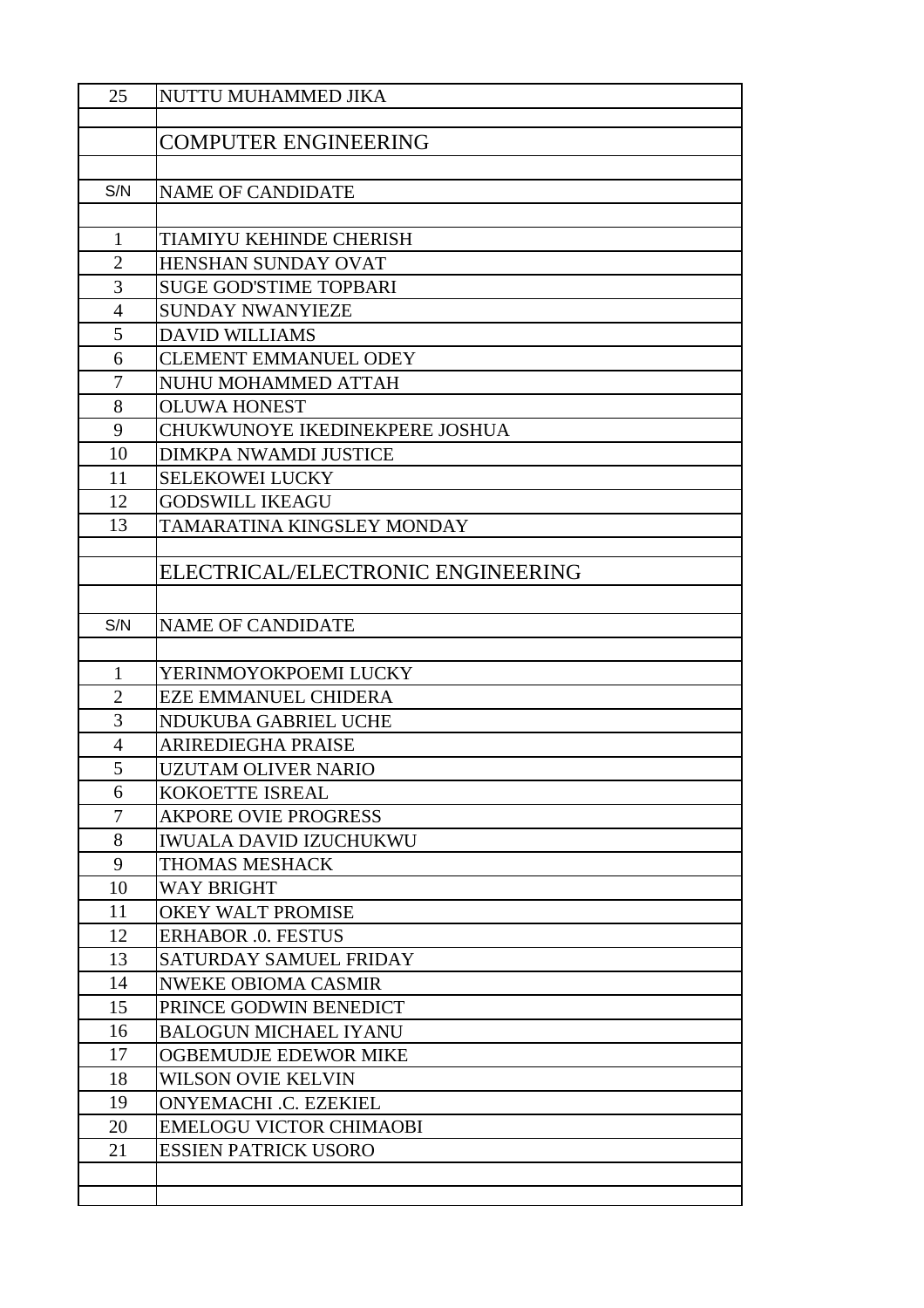| 25 | NUTTU MUHAMMED JIKA |
|---|---|

## COMPUTER ENGINEERING

| S/N | NAME OF CANDIDATE |
|---|---|
| 1 | TIAMIYU KEHINDE CHERISH |
| 2 | HENSHAN SUNDAY OVAT |
| 3 | SUGE GOD'STIME TOPBARI |
| 4 | SUNDAY NWANYIEZE |
| 5 | DAVID WILLIAMS |
| 6 | CLEMENT EMMANUEL ODEY |
| 7 | NUHU MOHAMMED ATTAH |
| 8 | OLUWA HONEST |
| 9 | CHUKWUNOYE IKEDINEKPERE JOSHUA |
| 10 | DIMKPA NWAMDI JUSTICE |
| 11 | SELEKOWEI LUCKY |
| 12 | GODSWILL IKEAGU |
| 13 | TAMARATINA KINGSLEY MONDAY |

## ELECTRICAL/ELECTRONIC ENGINEERING

| S/N | NAME OF CANDIDATE |
|---|---|
| 1 | YERINMOYOKPOEMI LUCKY |
| 2 | EZE EMMANUEL CHIDERA |
| 3 | NDUKUBA GABRIEL UCHE |
| 4 | ARIREDIEGHA PRAISE |
| 5 | UZUTAM OLIVER NARIO |
| 6 | KOKOETTE ISREAL |
| 7 | AKPORE OVIE PROGRESS |
| 8 | IWUALA DAVID IZUCHUKWU |
| 9 | THOMAS MESHACK |
| 10 | WAY BRIGHT |
| 11 | OKEY WALT PROMISE |
| 12 | ERHABOR .0. FESTUS |
| 13 | SATURDAY SAMUEL FRIDAY |
| 14 | NWEKE OBIOMA CASMIR |
| 15 | PRINCE GODWIN BENEDICT |
| 16 | BALOGUN MICHAEL IYANU |
| 17 | OGBEMUDJE EDEWOR MIKE |
| 18 | WILSON OVIE KELVIN |
| 19 | ONYEMACHI .C. EZEKIEL |
| 20 | EMELOGU VICTOR CHIMAOBI |
| 21 | ESSIEN PATRICK USORO |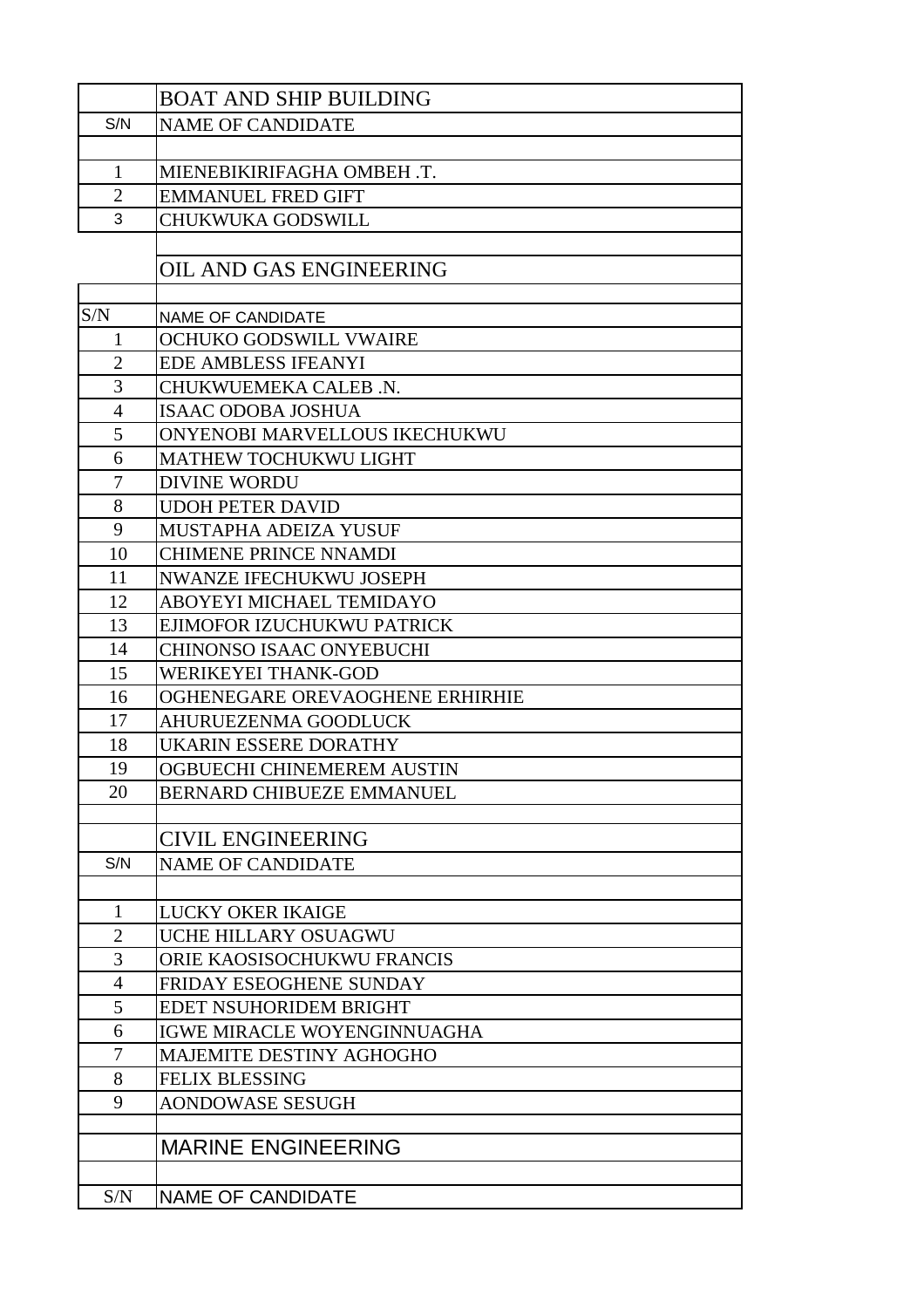## BOAT AND SHIP BUILDING

| S/N | NAME OF CANDIDATE |
|---|---|
| 1 | MIENEBIKIRIFAGHA OMBEH .T. |
| 2 | EMMANUEL FRED GIFT |
| 3 | CHUKWUKA GODSWILL |

## OIL AND GAS ENGINEERING

| S/N | NAME OF CANDIDATE |
|---|---|
| 1 | OCHUKO GODSWILL VWAIRE |
| 2 | EDE AMBLESS IFEANYI |
| 3 | CHUKWUEMEKA CALEB .N. |
| 4 | ISAAC ODOBA JOSHUA |
| 5 | ONYENOBI MARVELLOUS IKECHUKWU |
| 6 | MATHEW TOCHUKWU LIGHT |
| 7 | DIVINE WORDU |
| 8 | UDOH PETER DAVID |
| 9 | MUSTAPHA ADEIZA YUSUF |
| 10 | CHIMENE PRINCE NNAMDI |
| 11 | NWANZE IFECHUKWU JOSEPH |
| 12 | ABOYEYI MICHAEL TEMIDAYO |
| 13 | EJIMOFOR IZUCHUKWU PATRICK |
| 14 | CHINONSO ISAAC ONYEBUCHI |
| 15 | WERIKEYEI THANK-GOD |
| 16 | OGHENEGARE OREVAOGHENE ERHIRHIE |
| 17 | AHURUEZENMA GOODLUCK |
| 18 | UKARIN ESSERE DORATHY |
| 19 | OGBUECHI CHINEMEREM AUSTIN |
| 20 | BERNARD CHIBUEZE EMMANUEL |

## CIVIL ENGINEERING

| S/N | NAME OF CANDIDATE |
|---|---|
| 1 | LUCKY OKER IKAIGE |
| 2 | UCHE HILLARY OSUAGWU |
| 3 | ORIE KAOSISOCHUKWU FRANCIS |
| 4 | FRIDAY ESEOGHENE SUNDAY |
| 5 | EDET NSUHORIDEM BRIGHT |
| 6 | IGWE MIRACLE WOYENGINNUAGHA |
| 7 | MAJEMITE DESTINY AGHOGHO |
| 8 | FELIX BLESSING |
| 9 | AONDOWASE SESUGH |

## MARINE ENGINEERING

| S/N | NAME OF CANDIDATE |
|---|---|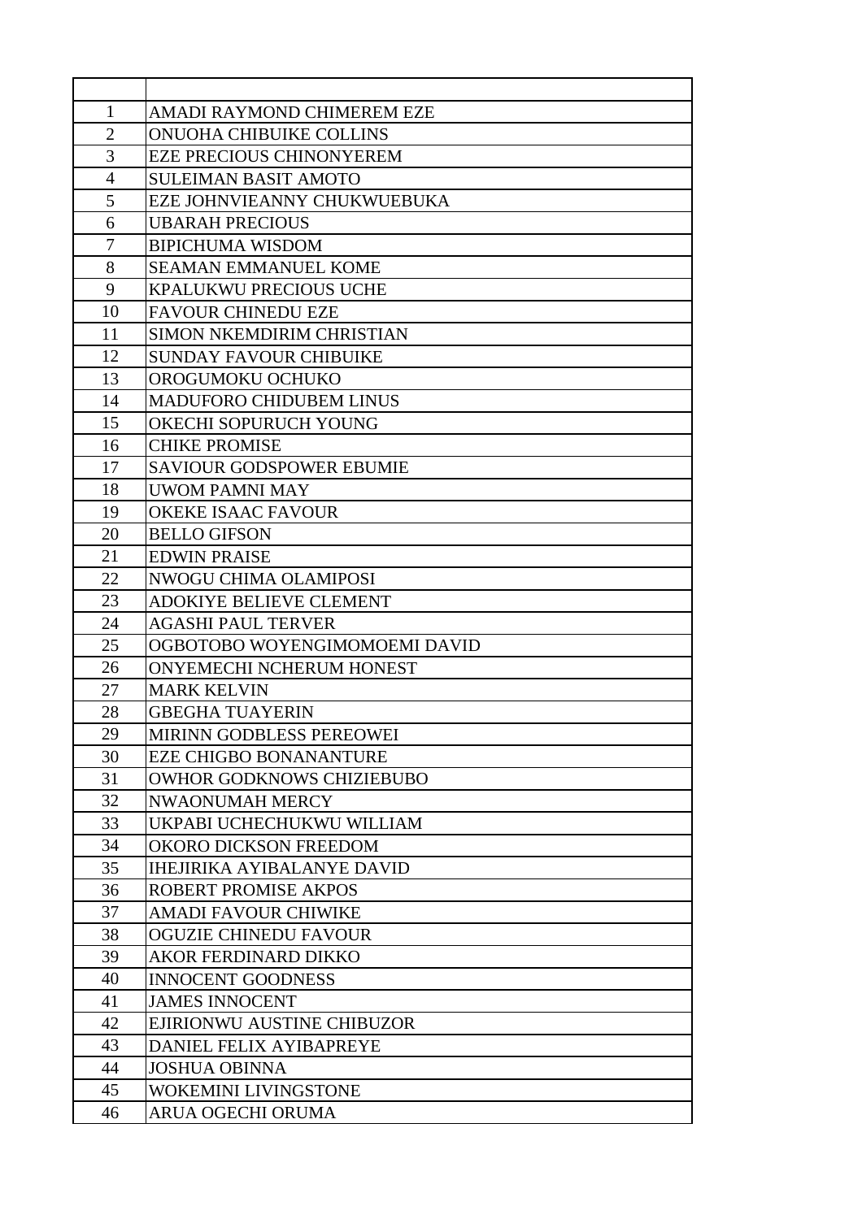| | |
|---|---|
| 1 | AMADI RAYMOND CHIMEREM EZE |
| 2 | ONUOHA CHIBUIKE COLLINS |
| 3 | EZE PRECIOUS CHINONYEREM |
| 4 | SULEIMAN BASIT AMOTO |
| 5 | EZE JOHNVIEANNY CHUKWUEBUKA |
| 6 | UBARAH PRECIOUS |
| 7 | BIPICHUMA WISDOM |
| 8 | SEAMAN EMMANUEL KOME |
| 9 | KPALUKWU PRECIOUS UCHE |
| 10 | FAVOUR CHINEDU EZE |
| 11 | SIMON NKEMDIRIM CHRISTIAN |
| 12 | SUNDAY FAVOUR CHIBUIKE |
| 13 | OROGUMOKU OCHUKO |
| 14 | MADUFORO CHIDUBEM LINUS |
| 15 | OKECHI SOPURUCH YOUNG |
| 16 | CHIKE PROMISE |
| 17 | SAVIOUR GODSPOWER EBUMIE |
| 18 | UWOM PAMNI MAY |
| 19 | OKEKE ISAAC FAVOUR |
| 20 | BELLO GIFSON |
| 21 | EDWIN PRAISE |
| 22 | NWOGU CHIMA OLAMIPOSI |
| 23 | ADOKIYE BELIEVE CLEMENT |
| 24 | AGASHI PAUL TERVER |
| 25 | OGBOTOBO WOYENGIMOMOEMI DAVID |
| 26 | ONYEMECHI NCHERUM HONEST |
| 27 | MARK KELVIN |
| 28 | GBEGHA TUAYERIN |
| 29 | MIRINN GODBLESS PEREOWEI |
| 30 | EZE CHIGBO BONANANTURE |
| 31 | OWHOR GODKNOWS CHIZIEBUBO |
| 32 | NWAONUMAH MERCY |
| 33 | UKPABI UCHECHUKWU WILLIAM |
| 34 | OKORO DICKSON FREEDOM |
| 35 | IHEJIRIKA AYIBALANYE DAVID |
| 36 | ROBERT PROMISE AKPOS |
| 37 | AMADI FAVOUR CHIWIKE |
| 38 | OGUZIE CHINEDU FAVOUR |
| 39 | AKOR FERDINARD DIKKO |
| 40 | INNOCENT GOODNESS |
| 41 | JAMES INNOCENT |
| 42 | EJIRIONWU AUSTINE CHIBUZOR |
| 43 | DANIEL FELIX AYIBAPREYE |
| 44 | JOSHUA OBINNA |
| 45 | WOKEMINI LIVINGSTONE |
| 46 | ARUA OGECHI ORUMA |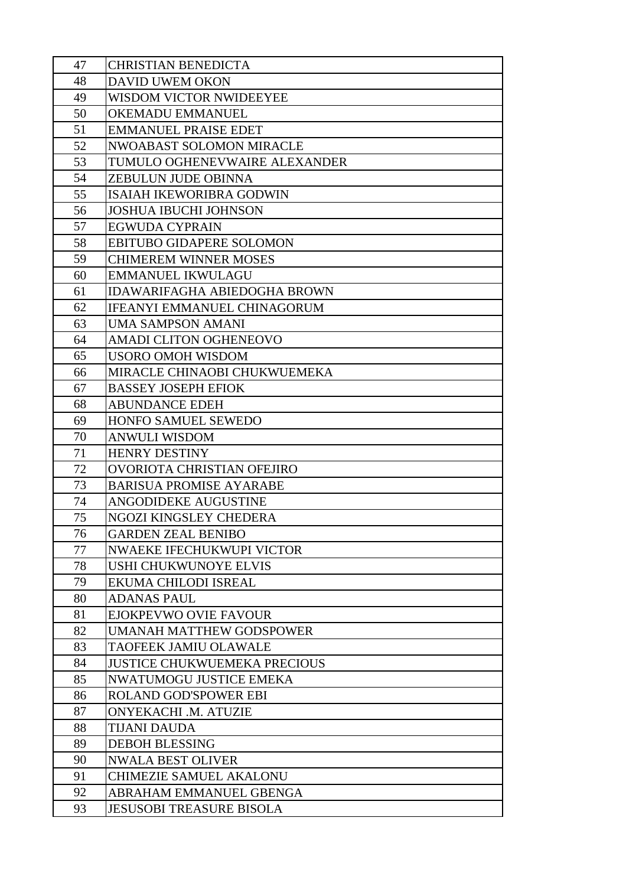| 47 | CHRISTIAN BENEDICTA |
|---|---|
| 48 | DAVID UWEM OKON |
| 49 | WISDOM VICTOR NWIDEEYEE |
| 50 | OKEMADU EMMANUEL |
| 51 | EMMANUEL PRAISE EDET |
| 52 | NWOABAST SOLOMON MIRACLE |
| 53 | TUMULO OGHENEVWAIRE ALEXANDER |
| 54 | ZEBULUN JUDE OBINNA |
| 55 | ISAIAH IKEWORIBRA GODWIN |
| 56 | JOSHUA IBUCHI JOHNSON |
| 57 | EGWUDA CYPRAIN |
| 58 | EBITUBO GIDAPERE SOLOMON |
| 59 | CHIMEREM WINNER MOSES |
| 60 | EMMANUEL IKWULAGU |
| 61 | IDAWARIFAGHA ABIEDOGHA BROWN |
| 62 | IFEANYI EMMANUEL CHINAGORUM |
| 63 | UMA SAMPSON AMANI |
| 64 | AMADI CLITON OGHENEOVO |
| 65 | USORO OMOH WISDOM |
| 66 | MIRACLE CHINAOBI CHUKWUEMEKA |
| 67 | BASSEY JOSEPH EFIOK |
| 68 | ABUNDANCE EDEH |
| 69 | HONFO SAMUEL SEWEDO |
| 70 | ANWULI WISDOM |
| 71 | HENRY DESTINY |
| 72 | OVORIOTA CHRISTIAN OFEJIRO |
| 73 | BARISUA PROMISE AYARABE |
| 74 | ANGODIDEKE AUGUSTINE |
| 75 | NGOZI KINGSLEY CHEDERA |
| 76 | GARDEN ZEAL BENIBO |
| 77 | NWAEKE IFECHUKWUPI VICTOR |
| 78 | USHI CHUKWUNOYE ELVIS |
| 79 | EKUMA CHILODI ISREAL |
| 80 | ADANAS PAUL |
| 81 | EJOKPEVWO OVIE FAVOUR |
| 82 | UMANAH MATTHEW GODSPOWER |
| 83 | TAOFEEK JAMIU OLAWALE |
| 84 | JUSTICE CHUKWUEMEKA PRECIOUS |
| 85 | NWATUMOGU JUSTICE EMEKA |
| 86 | ROLAND GOD'SPOWER EBI |
| 87 | ONYEKACHI .M. ATUZIE |
| 88 | TIJANI DAUDA |
| 89 | DEBOH BLESSING |
| 90 | NWALA BEST OLIVER |
| 91 | CHIMEZIE SAMUEL AKALONU |
| 92 | ABRAHAM EMMANUEL GBENGA |
| 93 | JESUSOBI TREASURE BISOLA |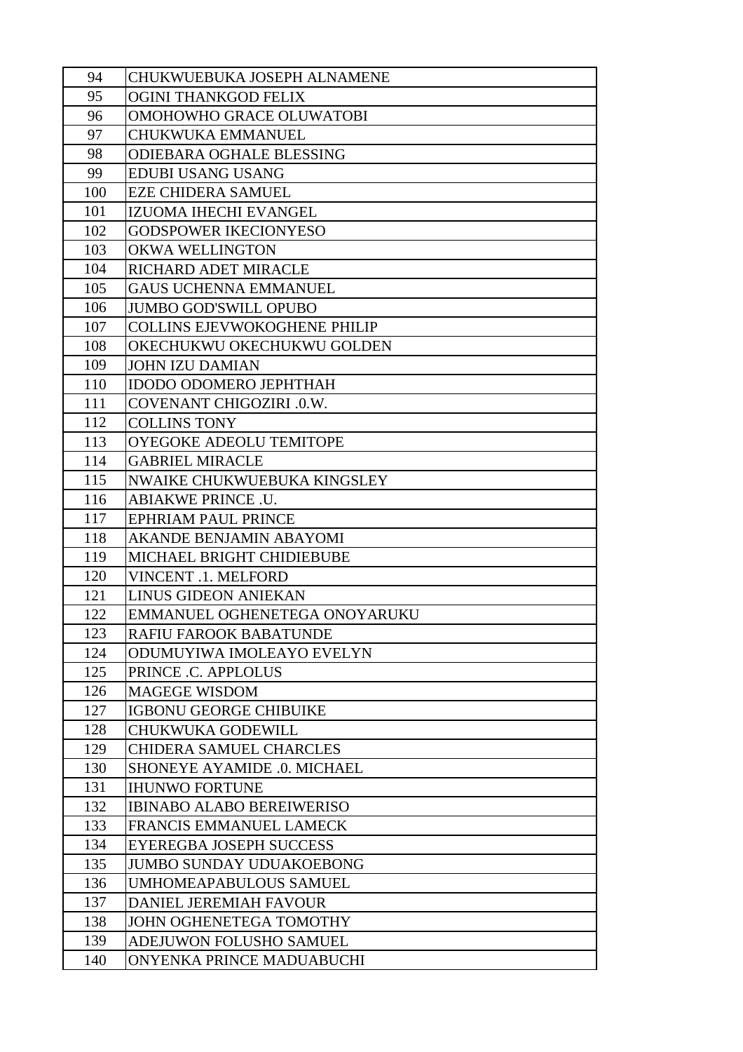| | |
|---|---|
| 94 | CHUKWUEBUKA JOSEPH ALNAMENE |
| 95 | OGINI THANKGOD FELIX |
| 96 | OMOHOWHO GRACE OLUWATOBI |
| 97 | CHUKWUKA EMMANUEL |
| 98 | ODIEBARA OGHALE BLESSING |
| 99 | EDUBI USANG USANG |
| 100 | EZE CHIDERA SAMUEL |
| 101 | IZUOMA IHECHI EVANGEL |
| 102 | GODSPOWER IKECIONYESO |
| 103 | OKWA WELLINGTON |
| 104 | RICHARD ADET MIRACLE |
| 105 | GAUS UCHENNA EMMANUEL |
| 106 | JUMBO GOD'SWILL OPUBO |
| 107 | COLLINS EJEVWOKOGHENE PHILIP |
| 108 | OKECHUKWU OKECHUKWU GOLDEN |
| 109 | JOHN IZU DAMIAN |
| 110 | IDODO ODOMERO JEPHTHAH |
| 111 | COVENANT CHIGOZIRI .0.W. |
| 112 | COLLINS TONY |
| 113 | OYEGOKE ADEOLU TEMITOPE |
| 114 | GABRIEL MIRACLE |
| 115 | NWAIKE CHUKWUEBUKA KINGSLEY |
| 116 | ABIAKWE PRINCE .U. |
| 117 | EPHRIAM PAUL PRINCE |
| 118 | AKANDE BENJAMIN ABAYOMI |
| 119 | MICHAEL BRIGHT CHIDIEBUBE |
| 120 | VINCENT .1. MELFORD |
| 121 | LINUS GIDEON ANIEKAN |
| 122 | EMMANUEL OGHENETEGA ONOYARUKU |
| 123 | RAFIU FAROOK BABATUNDE |
| 124 | ODUMUYIWA IMOLEAYO EVELYN |
| 125 | PRINCE .C. APPLOLUS |
| 126 | MAGEGE WISDOM |
| 127 | IGBONU GEORGE CHIBUIKE |
| 128 | CHUKWUKA GODEWILL |
| 129 | CHIDERA SAMUEL CHARCLES |
| 130 | SHONEYE AYAMIDE .0. MICHAEL |
| 131 | IHUNWO FORTUNE |
| 132 | IBINABO ALABO BEREIWERISO |
| 133 | FRANCIS EMMANUEL LAMECK |
| 134 | EYEREGBA JOSEPH SUCCESS |
| 135 | JUMBO SUNDAY UDUAKOEBONG |
| 136 | UMHOMEAPABULOUS SAMUEL |
| 137 | DANIEL JEREMIAH FAVOUR |
| 138 | JOHN OGHENETEGA TOMOTHY |
| 139 | ADEJUWON FOLUSHO SAMUEL |
| 140 | ONYENKA PRINCE MADUABUCHI |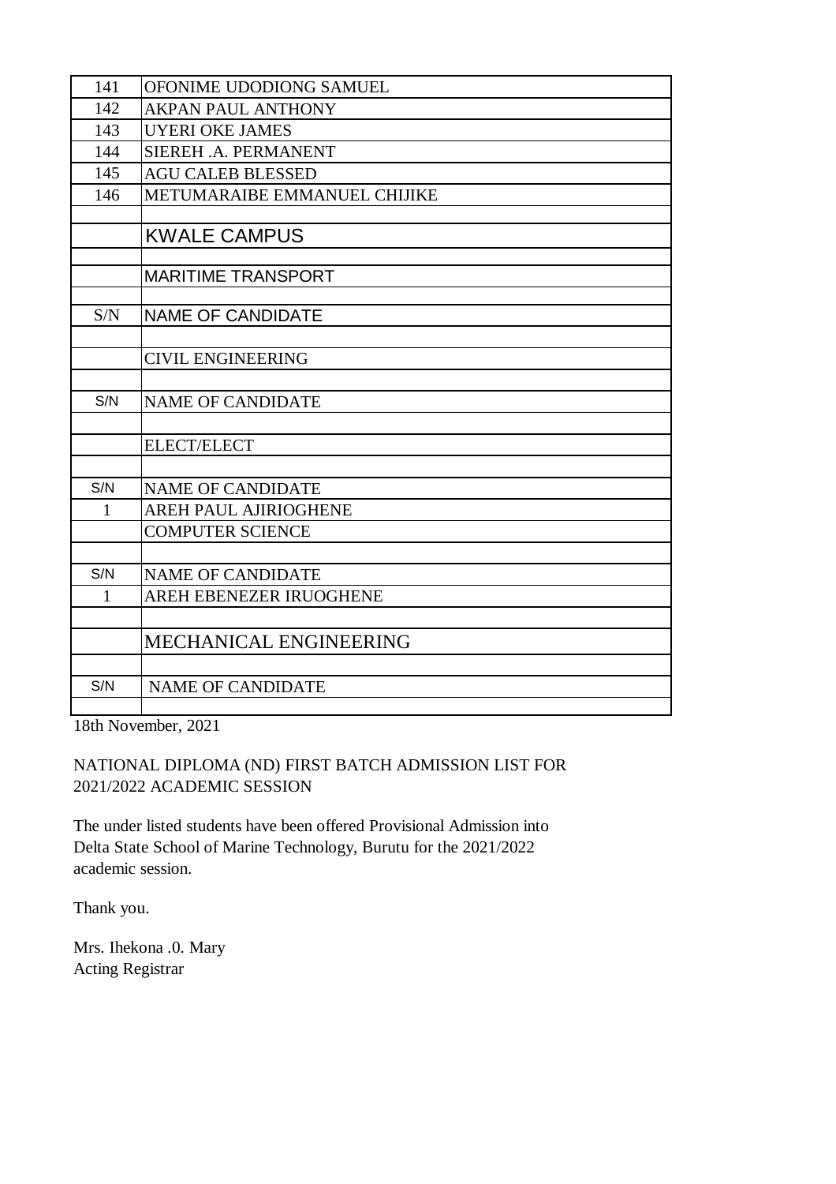| | |
|---|---|
| 141 | OFONIME UDODIONG SAMUEL |
| 142 | AKPAN PAUL ANTHONY |
| 143 | UYERI OKE JAMES |
| 144 | SIEREH .A. PERMANENT |
| 145 | AGU CALEB BLESSED |
| 146 | METUMARAIBE EMMANUEL CHIJIKE |
| | |
| | KWALE CAMPUS |
| | |
| | MARITIME TRANSPORT |
| | |
| S/N | NAME OF CANDIDATE |
| | |
| | CIVIL ENGINEERING |
| | |
| S/N | NAME OF CANDIDATE |
| | |
| | ELECT/ELECT |
| | |
| S/N | NAME OF CANDIDATE |
| 1 | AREH PAUL AJIRIOGHENE |
| | COMPUTER SCIENCE |
| | |
| S/N | NAME OF CANDIDATE |
| 1 | AREH EBENEZER IRUOGHENE |
| | |
| | MECHANICAL ENGINEERING |
| | |
| S/N | NAME OF CANDIDATE |
| | |

18th November, 2021

NATIONAL DIPLOMA (ND) FIRST BATCH ADMISSION LIST FOR 2021/2022 ACADEMIC SESSION

The under listed students have been offered Provisional Admission into Delta State School of Marine Technology, Burutu for the 2021/2022 academic session.

Thank you.

Mrs. Ihekona .0. Mary
Acting Registrar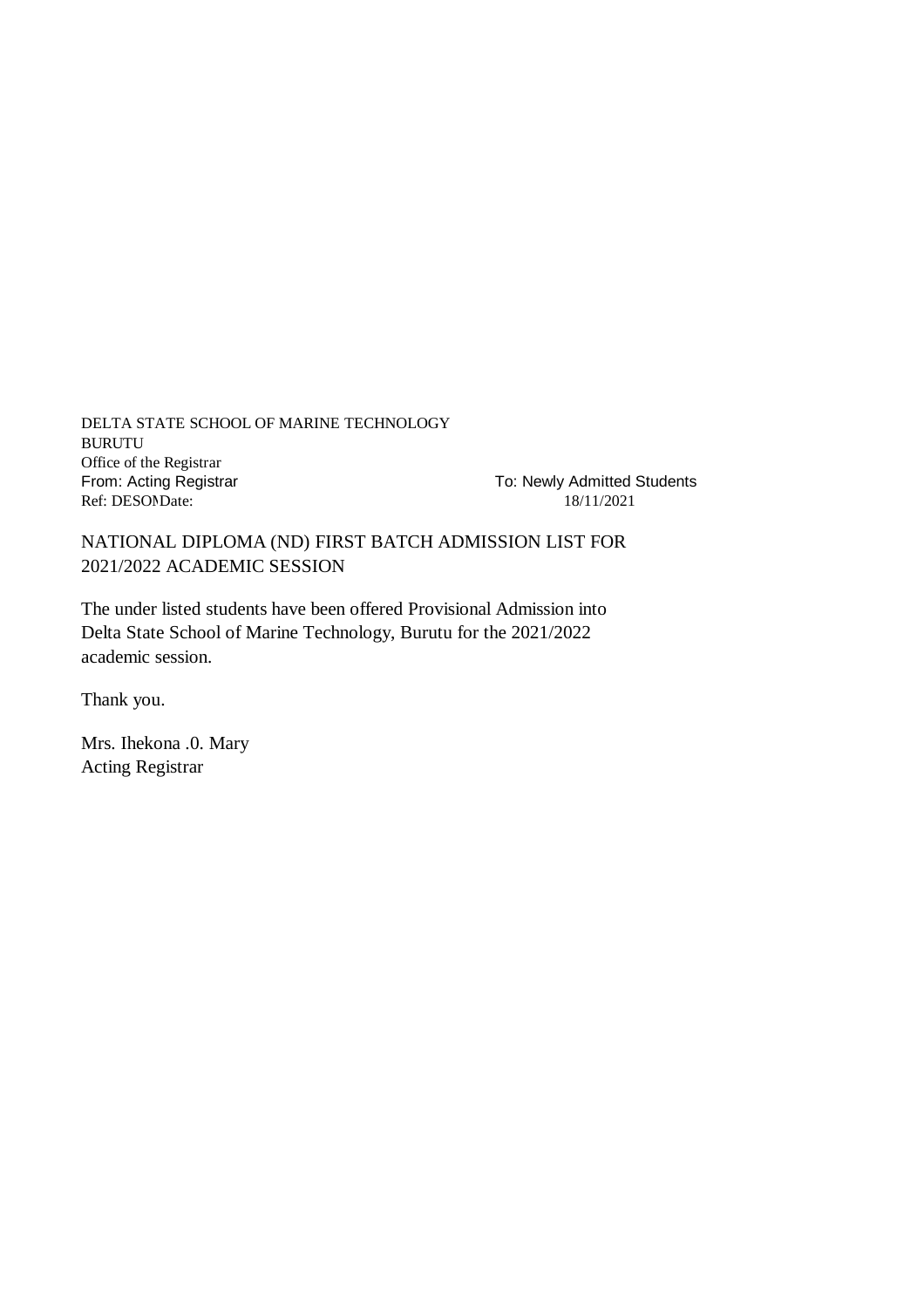DELTA STATE SCHOOL OF MARINE TECHNOLOGY
BURUTU
Office of the Registrar
From: Acting Registrar To: Newly Admitted Students
Ref: DESOMDate: 18/11/2021

NATIONAL DIPLOMA (ND) FIRST BATCH ADMISSION LIST FOR 2021/2022 ACADEMIC SESSION

The under listed students have been offered Provisional Admission into Delta State School of Marine Technology, Burutu for the 2021/2022 academic session.

Thank you.

Mrs. Ihekona .0. Mary
Acting Registrar